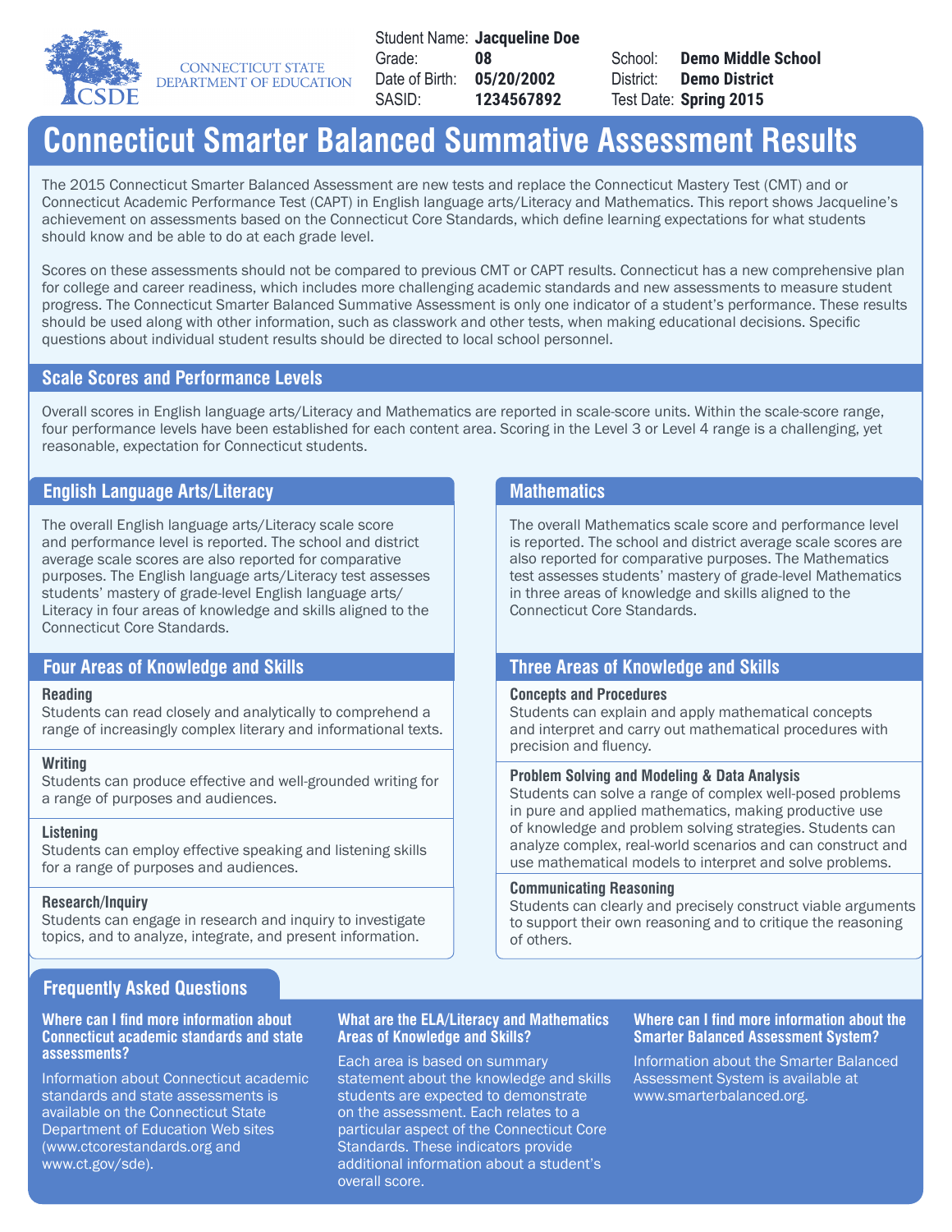CONNECTICUT STATE DEPARTMENT OF EDUCATION

| | | | |
|---|---|---|---|
| Student Name: | **Jacqueline Doe** | | |
| Grade: | **08** | School: | **Demo Middle School** |
| Date of Birth: | **05/20/2002** | District: | **Demo District** |
| SASID: | **1234567892** | Test Date: | **Spring 2015** |

# Connecticut Smarter Balanced Summative Assessment Results

The 2015 Connecticut Smarter Balanced Assessment are new tests and replace the Connecticut Mastery Test (CMT) and or Connecticut Academic Performance Test (CAPT) in English language arts/Literacy and Mathematics. This report shows Jacqueline's achievement on assessments based on the Connecticut Core Standards, which define learning expectations for what students should know and be able to do at each grade level.

Scores on these assessments should not be compared to previous CMT or CAPT results. Connecticut has a new comprehensive plan for college and career readiness, which includes more challenging academic standards and new assessments to measure student progress. The Connecticut Smarter Balanced Summative Assessment is only one indicator of a student's performance. These results should be used along with other information, such as classwork and other tests, when making educational decisions. Specific questions about individual student results should be directed to local school personnel.

## Scale Scores and Performance Levels

Overall scores in English language arts/Literacy and Mathematics are reported in scale-score units. Within the scale-score range, four performance levels have been established for each content area. Scoring in the Level 3 or Level 4 range is a challenging, yet reasonable, expectation for Connecticut students.

### English Language Arts/Literacy

The overall English language arts/Literacy scale score and performance level is reported. The school and district average scale scores are also reported for comparative purposes. The English language arts/Literacy test assesses students' mastery of grade-level English language arts/Literacy in four areas of knowledge and skills aligned to the Connecticut Core Standards.

### Four Areas of Knowledge and Skills

**Reading**
Students can read closely and analytically to comprehend a range of increasingly complex literary and informational texts.

**Writing**
Students can produce effective and well-grounded writing for a range of purposes and audiences.

**Listening**
Students can employ effective speaking and listening skills for a range of purposes and audiences.

**Research/Inquiry**
Students can engage in research and inquiry to investigate topics, and to analyze, integrate, and present information.

### Mathematics

The overall Mathematics scale score and performance level is reported. The school and district average scale scores are also reported for comparative purposes. The Mathematics test assesses students' mastery of grade-level Mathematics in three areas of knowledge and skills aligned to the Connecticut Core Standards.

### Three Areas of Knowledge and Skills

**Concepts and Procedures**
Students can explain and apply mathematical concepts and interpret and carry out mathematical procedures with precision and fluency.

**Problem Solving and Modeling & Data Analysis**
Students can solve a range of complex well-posed problems in pure and applied mathematics, making productive use of knowledge and problem solving strategies. Students can analyze complex, real-world scenarios and can construct and use mathematical models to interpret and solve problems.

**Communicating Reasoning**
Students can clearly and precisely construct viable arguments to support their own reasoning and to critique the reasoning of others.

## Frequently Asked Questions

**Where can I find more information about Connecticut academic standards and state assessments?**

Information about Connecticut academic standards and state assessments is available on the Connecticut State Department of Education Web sites (www.ctcorestandards.org and www.ct.gov/sde).

**What are the ELA/Literacy and Mathematics Areas of Knowledge and Skills?**

Each area is based on summary statement about the knowledge and skills students are expected to demonstrate on the assessment. Each relates to a particular aspect of the Connecticut Core Standards. These indicators provide additional information about a student's overall score.

**Where can I find more information about the Smarter Balanced Assessment System?**

Information about the Smarter Balanced Assessment System is available at www.smarterbalanced.org.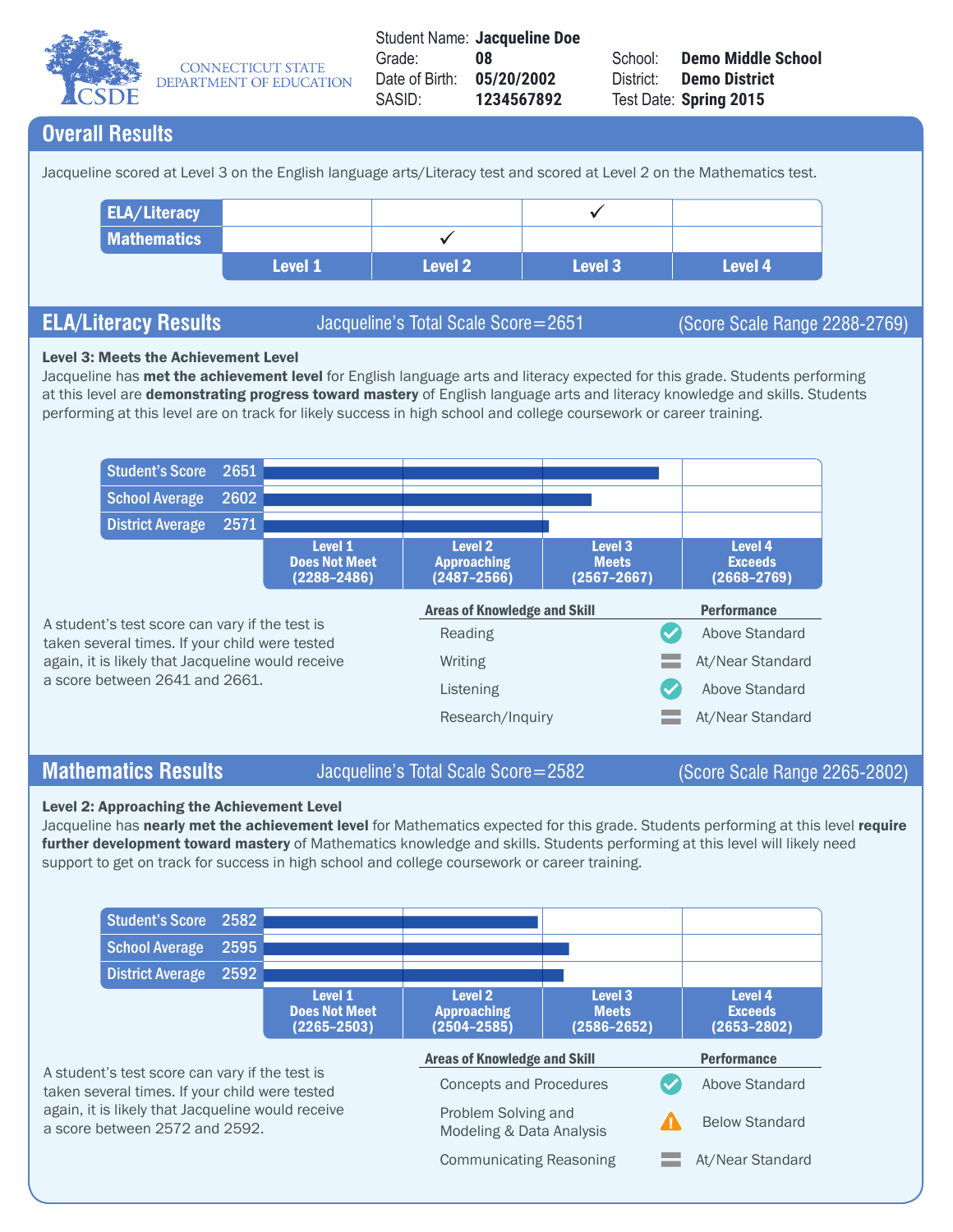CONNECTICUT STATE DEPARTMENT OF EDUCATION

CSDE

| | | | |
|---|---|---|---|
| Student Name: | **Jacqueline Doe** | | |
| Grade: | **08** | School: | **Demo Middle School** |
| Date of Birth: | **05/20/2002** | District: | **Demo District** |
| SASID: | **1234567892** | Test Date: | **Spring 2015** |

## Overall Results

Jacqueline scored at Level 3 on the English language arts/Literacy test and scored at Level 2 on the Mathematics test.

| | Level 1 | Level 2 | Level 3 | Level 4 |
|---|---|---|---|---|
| ELA/Literacy | | | ✓ | |
| Mathematics | | ✓ | | |

## ELA/Literacy Results

Jacqueline's Total Scale Score=2651 (Score Scale Range 2288-2769)

**Level 3: Meets the Achievement Level**

Jacqueline has **met the achievement level** for English language arts and literacy expected for this grade. Students performing at this level are **demonstrating progress toward mastery** of English language arts and literacy knowledge and skills. Students performing at this level are on track for likely success in high school and college coursework or career training.

Student's Score 2651
School Average 2602
District Average 2571

Level 1 Does Not Meet (2288–2486)
Level 2 Approaching (2487–2566)
Level 3 Meets (2567–2667)
Level 4 Exceeds (2668–2769)

A student's test score can vary if the test is taken several times. If your child were tested again, it is likely that Jacqueline would receive a score between 2641 and 2661.

| Areas of Knowledge and Skill | Performance |
|---|---|
| Reading | Above Standard |
| Writing | At/Near Standard |
| Listening | Above Standard |
| Research/Inquiry | At/Near Standard |

## Mathematics Results

Jacqueline's Total Scale Score=2582 (Score Scale Range 2265-2802)

**Level 2: Approaching the Achievement Level**

Jacqueline has **nearly met the achievement level** for Mathematics expected for this grade. Students performing at this level **require further development toward mastery** of Mathematics knowledge and skills. Students performing at this level will likely need support to get on track for success in high school and college coursework or career training.

Student's Score 2582
School Average 2595
District Average 2592

Level 1 Does Not Meet (2265–2503)
Level 2 Approaching (2504–2585)
Level 3 Meets (2586–2652)
Level 4 Exceeds (2653–2802)

A student's test score can vary if the test is taken several times. If your child were tested again, it is likely that Jacqueline would receive a score between 2572 and 2592.

| Areas of Knowledge and Skill | Performance |
|---|---|
| Concepts and Procedures | Above Standard |
| Problem Solving and Modeling & Data Analysis | Below Standard |
| Communicating Reasoning | At/Near Standard |